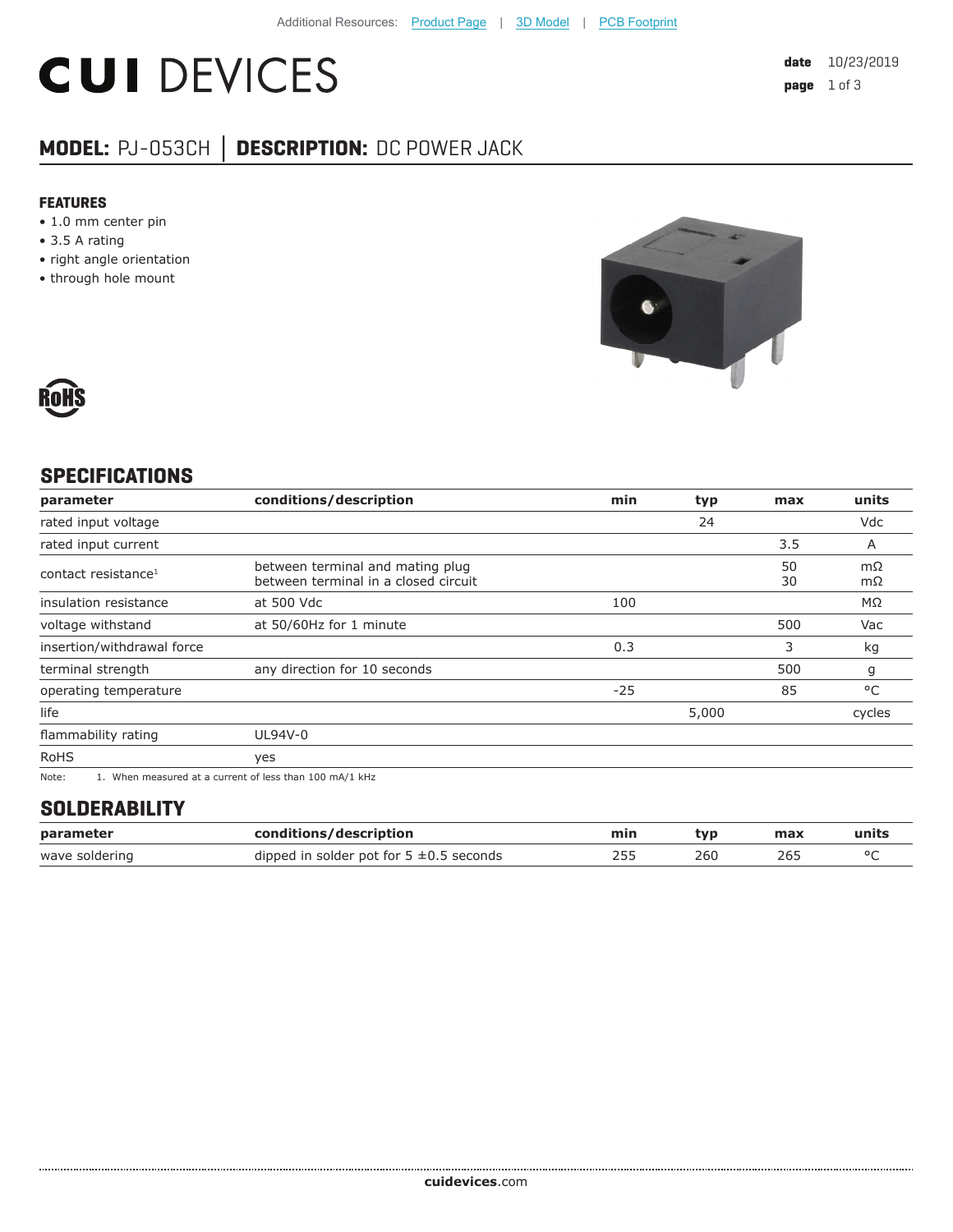Additional Resources: Product Page | 3D Model | PCB Footprint

# CUI DEVICES

date 10/23/2019

## MODEL: PJ-053CH | DESCRIPTION: DC POWER JACK

### FEATURES

- 1.0 mm center pin
- 3.5 A rating
- right angle orientation
- through hole mount

RoHS

## SPECIFICATIONS

| parameter | conditions/description | min | typ | max | units |
|---|---|---|---|---|---|
| rated input voltage | | | 24 | | Vdc |
| rated input current | | | | 3.5 | A |
| contact resistance[1] | between terminal and mating plug<br>between terminal in a closed circuit | | | 50<br>30 | mΩ<br>mΩ |
| insulation resistance | at 500 Vdc | 100 | | | MΩ |
| voltage withstand | at 50/60Hz for 1 minute | | | 500 | Vac |
| insertion/withdrawal force | | 0.3 | | 3 | kg |
| terminal strength | any direction for 10 seconds | | | 500 | g |
| operating temperature | | -25 | | 85 | °C |
| life | | | 5,000 | | cycles |
| flammability rating | UL94V-0 | | | | |
| RoHS | yes | | | | |

Note: 1. When measured at a current of less than 100 mA/1 kHz

## SOLDERABILITY

| parameter | conditions/description | min | typ | max | units |
|---|---|---|---|---|---|
| wave soldering | dipped in solder pot for 5 ±0.5 seconds | 255 | 260 | 265 | °C |

**cuidevices**.com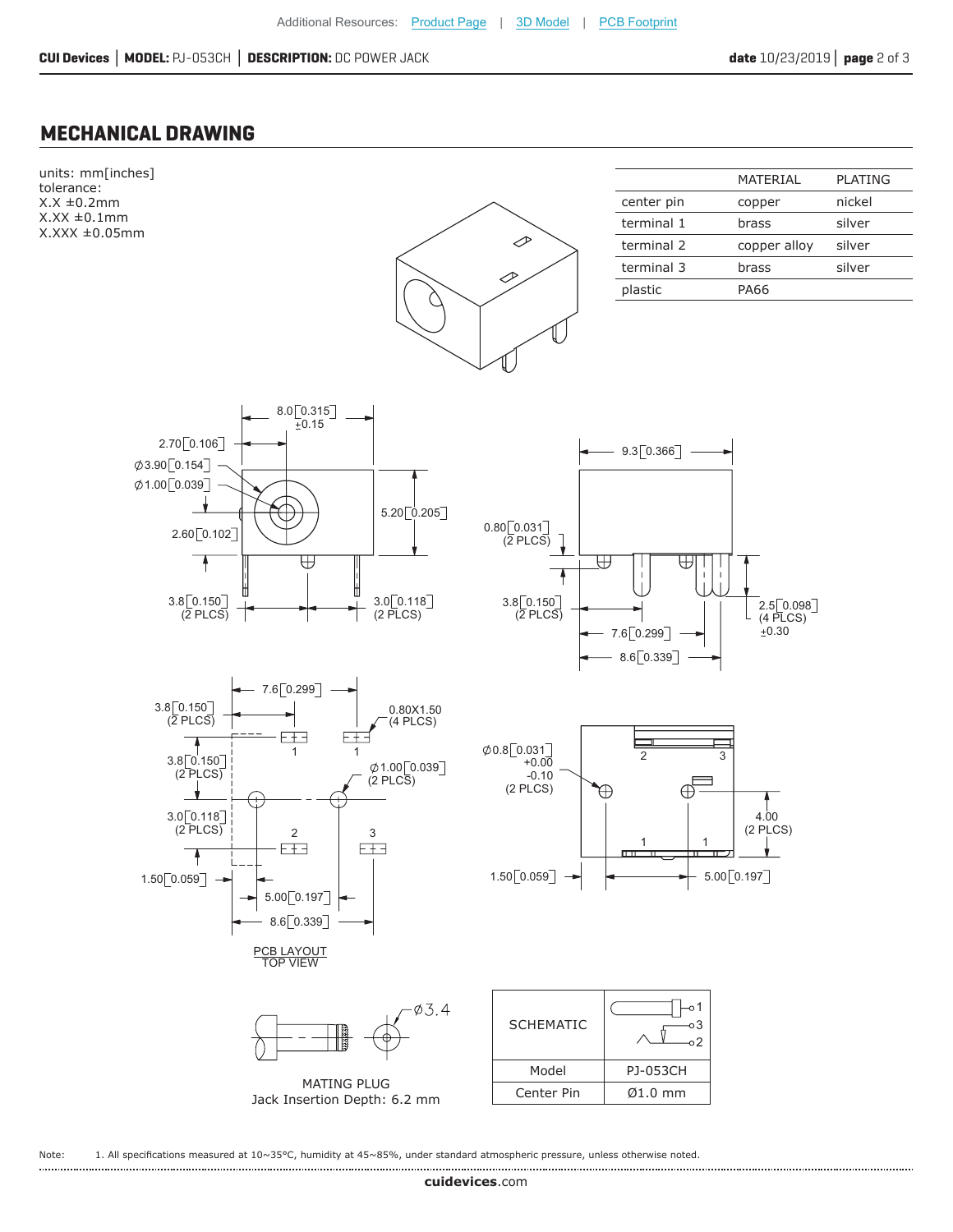## MECHANICAL DRAWING

units: mm[inches]
tolerance:
X.X ±0.2mm
X.XX ±0.1mm
X.XXX ±0.05mm

| | MATERIAL | PLATING |
|---|---|---|
| center pin | copper | nickel |
| terminal 1 | brass | silver |
| terminal 2 | copper alloy | silver |
| terminal 3 | brass | silver |
| plastic | PA66 | |

PCB LAYOUT
TOP VIEW

MATING PLUG
Jack Insertion Depth: 6.2 mm

| SCHEMATIC | |
|---|---|
| Model | PJ-053CH |
| Center Pin | Ø1.0 mm |

Note: 1. All specifications measured at 10~35°C, humidity at 45~85%, under standard atmospheric pressure, unless otherwise noted.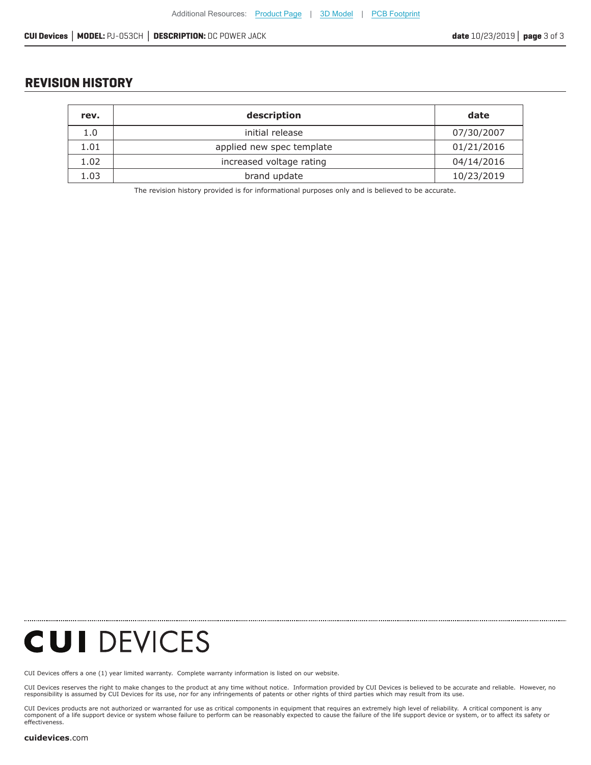## REVISION HISTORY

| rev. | description | date |
| --- | --- | --- |
| 1.0 | initial release | 07/30/2007 |
| 1.01 | applied new spec template | 01/21/2016 |
| 1.02 | increased voltage rating | 04/14/2016 |
| 1.03 | brand update | 10/23/2019 |

The revision history provided is for informational purposes only and is believed to be accurate.

**CUI** DEVICES

CUI Devices offers a one (1) year limited warranty. Complete warranty information is listed on our website.

CUI Devices reserves the right to make changes to the product at any time without notice. Information provided by CUI Devices is believed to be accurate and reliable. However, no responsibility is assumed by CUI Devices for its use, nor for any infringements of patents or other rights of third parties which may result from its use.

CUI Devices products are not authorized or warranted for use as critical components in equipment that requires an extremely high level of reliability. A critical component is any component of a life support device or system whose failure to perform can be reasonably expected to cause the failure of the life support device or system, or to affect its safety or effectiveness.

**cuidevices**.com